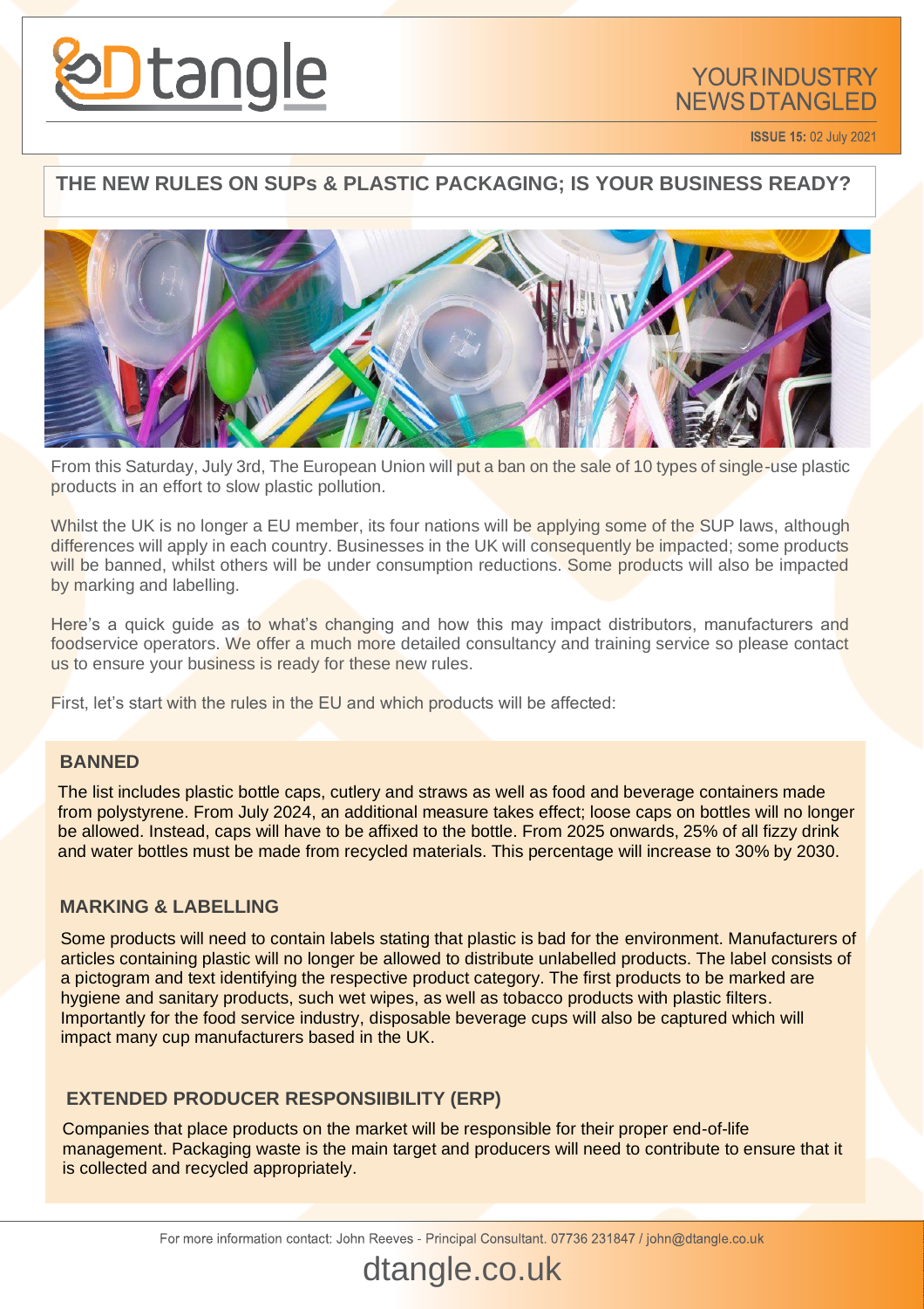# Dtangle

YOUR INDUSTRY NEWS DTANGLED

**ISSUE 15:** 02 July 2021

## THE NEW RULES ON SUPs & PLASTIC PACKAGING; IS YOUR BUSINESS READY?

From this Saturday, July 3rd, The European Union will put a ban on the sale of 10 types of single-use plastic products in an effort to slow plastic pollution.

Whilst the UK is no longer a EU member, its four nations will be applying some of the SUP laws, although differences will apply in each country. Businesses in the UK will consequently be impacted; some products will be banned, whilst others will be under consumption reductions. Some products will also be impacted by marking and labelling.

Here's a quick guide as to what's changing and how this may impact distributors, manufacturers and foodservice operators. We offer a much more detailed consultancy and training service so please contact us to ensure your business is ready for these new rules.

First, let's start with the rules in the EU and which products will be affected:

### BANNED

The list includes plastic bottle caps, cutlery and straws as well as food and beverage containers made from polystyrene. From July 2024, an additional measure takes effect; loose caps on bottles will no longer be allowed. Instead, caps will have to be affixed to the bottle. From 2025 onwards, 25% of all fizzy drink and water bottles must be made from recycled materials. This percentage will increase to 30% by 2030.

### MARKING & LABELLING

Some products will need to contain labels stating that plastic is bad for the environment. Manufacturers of articles containing plastic will no longer be allowed to distribute unlabelled products. The label consists of a pictogram and text identifying the respective product category. The first products to be marked are hygiene and sanitary products, such wet wipes, as well as tobacco products with plastic filters. Importantly for the food service industry, disposable beverage cups will also be captured which will impact many cup manufacturers based in the UK.

### EXTENDED PRODUCER RESPONSIIBILITY (ERP)

Companies that place products on the market will be responsible for their proper end-of-life management. Packaging waste is the main target and producers will need to contribute to ensure that it is collected and recycled appropriately.

For more information contact: John Reeves - Principal Consultant. 07736 231847 / john@dtangle.co.uk

dtangle.co.uk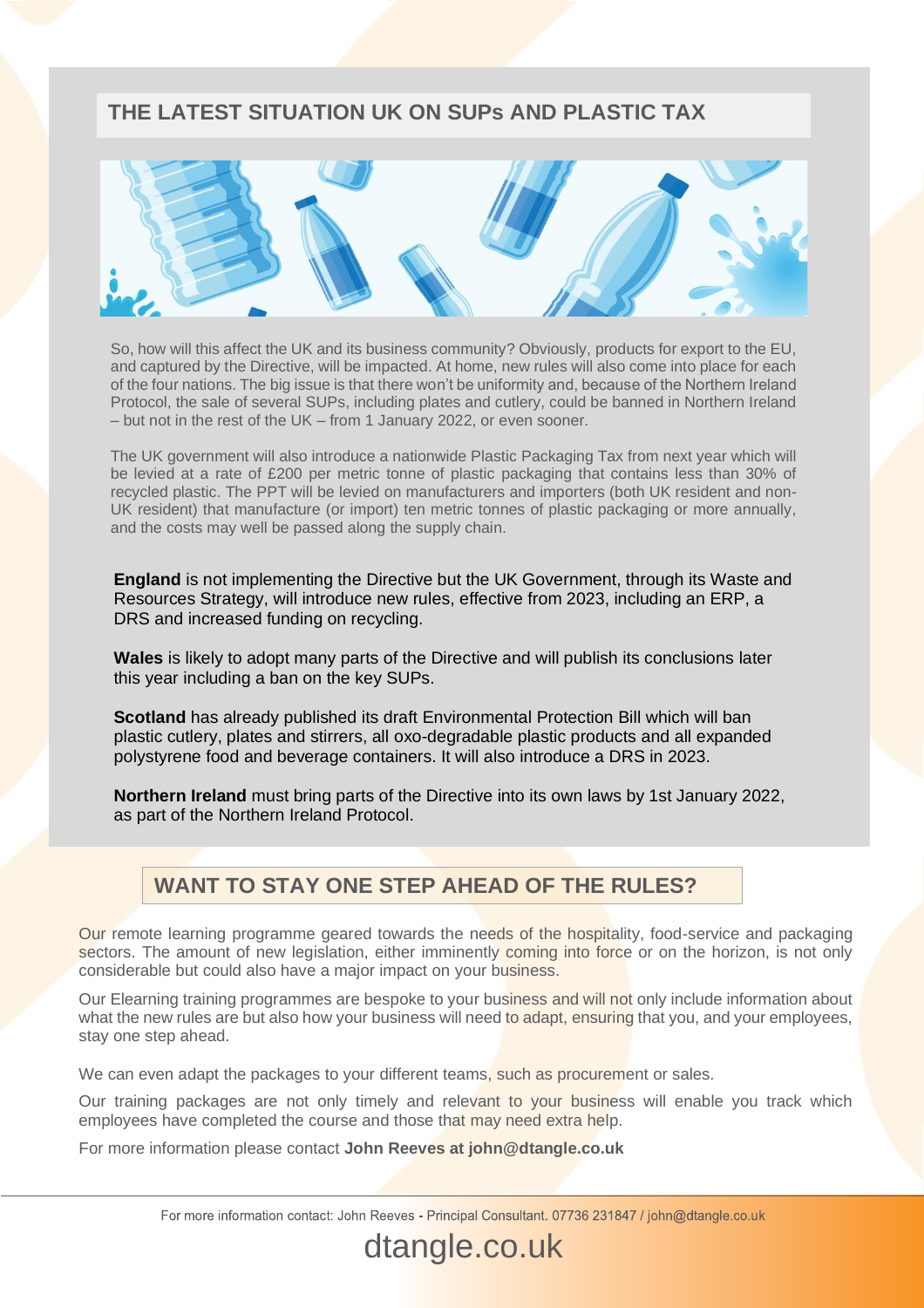## THE LATEST SITUATION UK ON SUPs AND PLASTIC TAX

So, how will this affect the UK and its business community? Obviously, products for export to the EU, and captured by the Directive, will be impacted. At home, new rules will also come into place for each of the four nations. The big issue is that there won't be uniformity and, because of the Northern Ireland Protocol, the sale of several SUPs, including plates and cutlery, could be banned in Northern Ireland – but not in the rest of the UK – from 1 January 2022, or even sooner.

The UK government will also introduce a nationwide Plastic Packaging Tax from next year which will be levied at a rate of £200 per metric tonne of plastic packaging that contains less than 30% of recycled plastic. The PPT will be levied on manufacturers and importers (both UK resident and non-UK resident) that manufacture (or import) ten metric tonnes of plastic packaging or more annually, and the costs may well be passed along the supply chain.

**England** is not implementing the Directive but the UK Government, through its Waste and Resources Strategy, will introduce new rules, effective from 2023, including an ERP, a DRS and increased funding on recycling.

**Wales** is likely to adopt many parts of the Directive and will publish its conclusions later this year including a ban on the key SUPs.

**Scotland** has already published its draft Environmental Protection Bill which will ban plastic cutlery, plates and stirrers, all oxo-degradable plastic products and all expanded polystyrene food and beverage containers. It will also introduce a DRS in 2023.

**Northern Ireland** must bring parts of the Directive into its own laws by 1st January 2022, as part of the Northern Ireland Protocol.

## WANT TO STAY ONE STEP AHEAD OF THE RULES?

Our remote learning programme geared towards the needs of the hospitality, food-service and packaging sectors. The amount of new legislation, either imminently coming into force or on the horizon, is not only considerable but could also have a major impact on your business.

Our Elearning training programmes are bespoke to your business and will not only include information about what the new rules are but also how your business will need to adapt, ensuring that you, and your employees, stay one step ahead.

We can even adapt the packages to your different teams, such as procurement or sales.

Our training packages are not only timely and relevant to your business will enable you track which employees have completed the course and those that may need extra help.

For more information please contact **John Reeves at john@dtangle.co.uk**

For more information contact: John Reeves - Principal Consultant. 07736 231847 / john@dtangle.co.uk

dtangle.co.uk